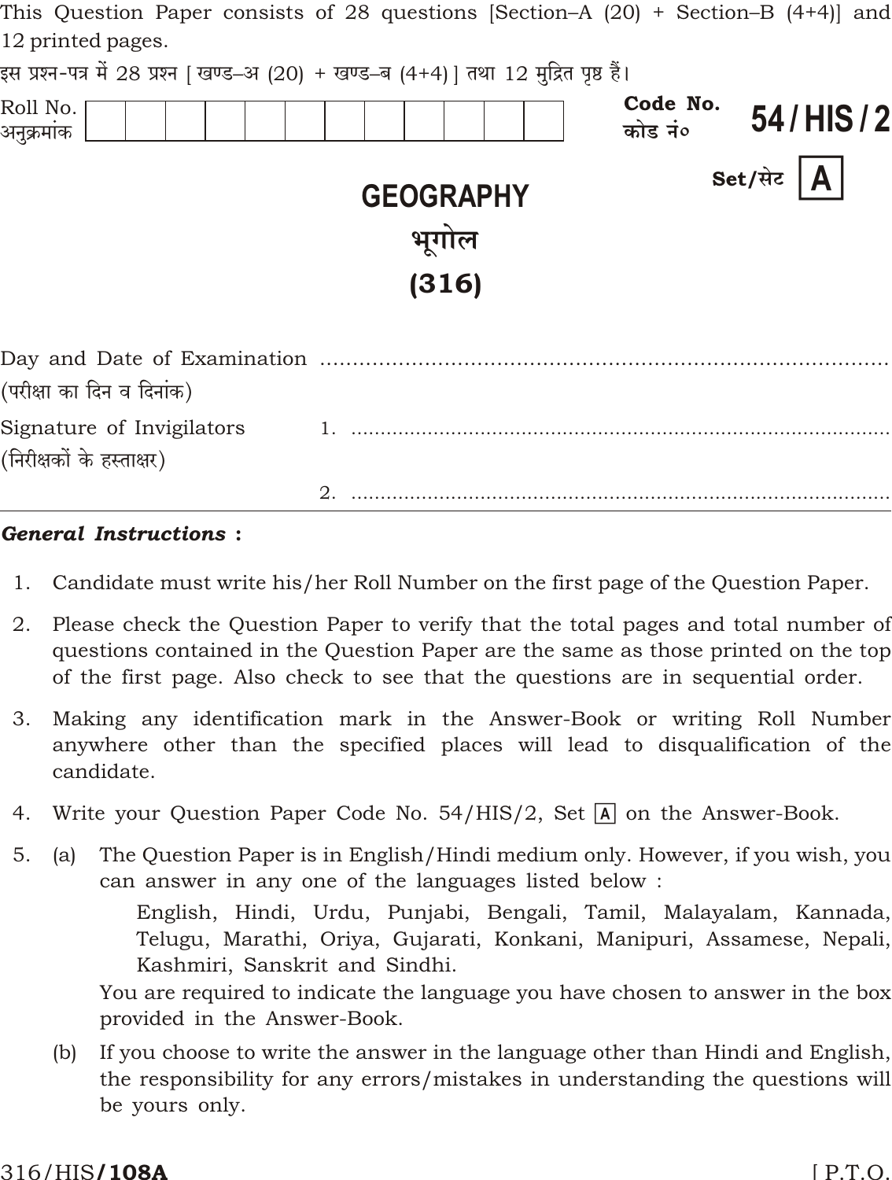This Question Paper consists of 28 questions [Section–A (20) + Section–B (4+4)] and 12 printed pages.

इस प्रश्न-पत्र में 28 प्रश्न [ खण्ड–अ (20) + खण्ड–ब (4+4) ] तथा 12 मुद्रित पृष्ठ हैं।

Roll No.
अनुक्रमांक

| | | | | | | | | | | | |
|---|---|---|---|---|---|---|---|---|---|---|---|
| | | | | | | | | | | | |

Code No.
कोड नं०
**54 / HIS / 2**

Set/सेट **A**

# GEOGRAPHY

# भूगोल

# (316)

Day and Date of Examination ..........................................................................
(परीक्षा का दिन व दिनांक)

Signature of Invigilators 1. ..........................................................................
(निरीक्षकों के हस्ताक्षर)

2. ..........................................................................

***General Instructions :***

1. Candidate must write his/her Roll Number on the first page of the Question Paper.
2. Please check the Question Paper to verify that the total pages and total number of questions contained in the Question Paper are the same as those printed on the top of the first page. Also check to see that the questions are in sequential order.
3. Making any identification mark in the Answer-Book or writing Roll Number anywhere other than the specified places will lead to disqualification of the candidate.
4. Write your Question Paper Code No. 54/HIS/2, Set A on the Answer-Book.
5. (a) The Question Paper is in English/Hindi medium only. However, if you wish, you can answer in any one of the languages listed below :

   English, Hindi, Urdu, Punjabi, Bengali, Tamil, Malayalam, Kannada, Telugu, Marathi, Oriya, Gujarati, Konkani, Manipuri, Assamese, Nepali, Kashmiri, Sanskrit and Sindhi.

   You are required to indicate the language you have chosen to answer in the box provided in the Answer-Book.

   (b) If you choose to write the answer in the language other than Hindi and English, the responsibility for any errors/mistakes in understanding the questions will be yours only.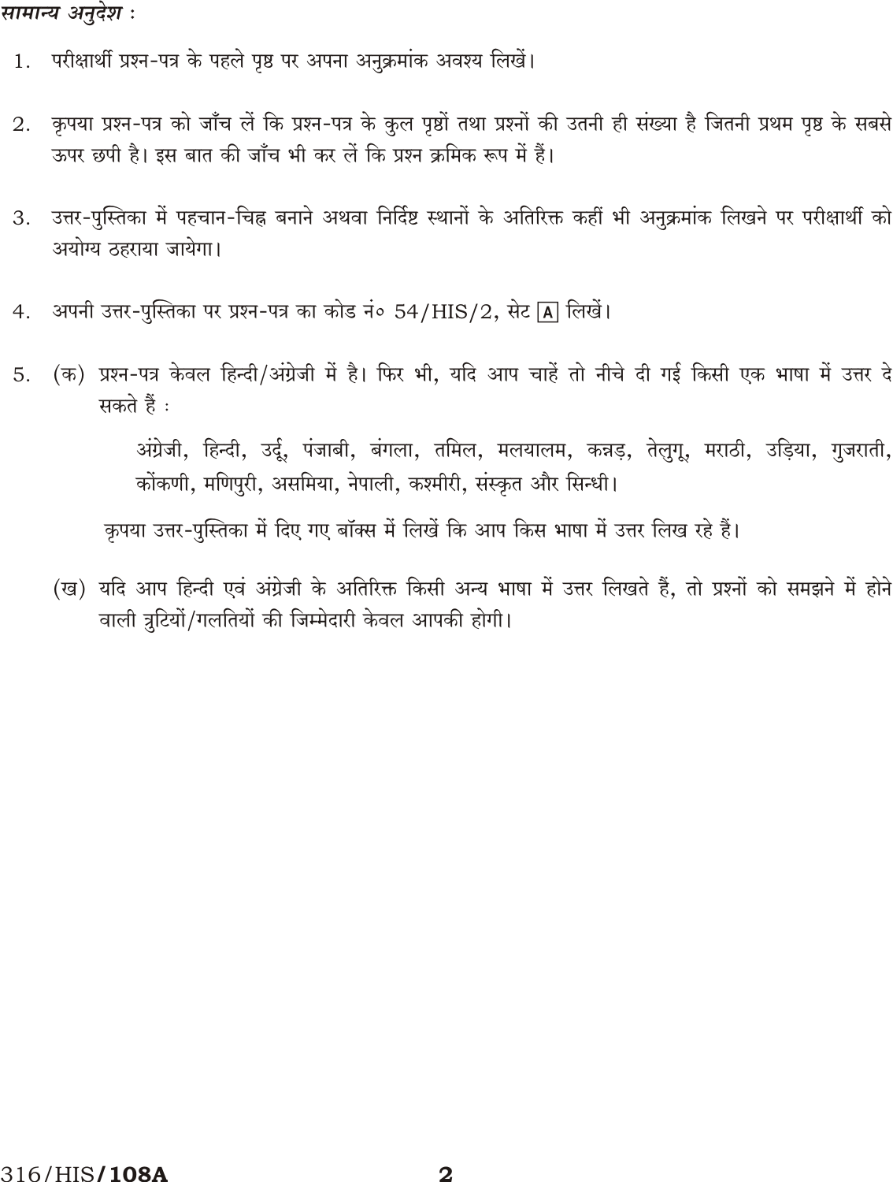*सामान्य अनुदेश :*

1. परीक्षार्थी प्रश्न-पत्र के पहले पृष्ठ पर अपना अनुक्रमांक अवश्य लिखें।

2. कृपया प्रश्न-पत्र को जाँच लें कि प्रश्न-पत्र के कुल पृष्ठों तथा प्रश्नों की उतनी ही संख्या है जितनी प्रथम पृष्ठ के सबसे ऊपर छपी है। इस बात की जाँच भी कर लें कि प्रश्न क्रमिक रूप में हैं।

3. उत्तर-पुस्तिका में पहचान-चिह्न बनाने अथवा निर्दिष्ट स्थानों के अतिरिक्त कहीं भी अनुक्रमांक लिखने पर परीक्षार्थी को अयोग्य ठहराया जायेगा।

4. अपनी उत्तर-पुस्तिका पर प्रश्न-पत्र का कोड नं॰ 54/HIS/2, सेट A लिखें।

5. (क) प्रश्न-पत्र केवल हिन्दी/अंग्रेजी में है। फिर भी, यदि आप चाहें तो नीचे दी गई किसी एक भाषा में उत्तर दे सकते हैं :

   अंग्रेजी, हिन्दी, उर्दू, पंजाबी, बंगला, तमिल, मलयालम, कन्नड़, तेलुगू, मराठी, उड़िया, गुजराती, कोंकणी, मणिपुरी, असमिया, नेपाली, कश्मीरी, संस्कृत और सिन्धी।

   कृपया उत्तर-पुस्तिका में दिए गए बॉक्स में लिखें कि आप किस भाषा में उत्तर लिख रहे हैं।

   (ख) यदि आप हिन्दी एवं अंग्रेजी के अतिरिक्त किसी अन्य भाषा में उत्तर लिखते हैं, तो प्रश्नों को समझने में होने वाली त्रुटियों/गलतियों की जिम्मेदारी केवल आपकी होगी।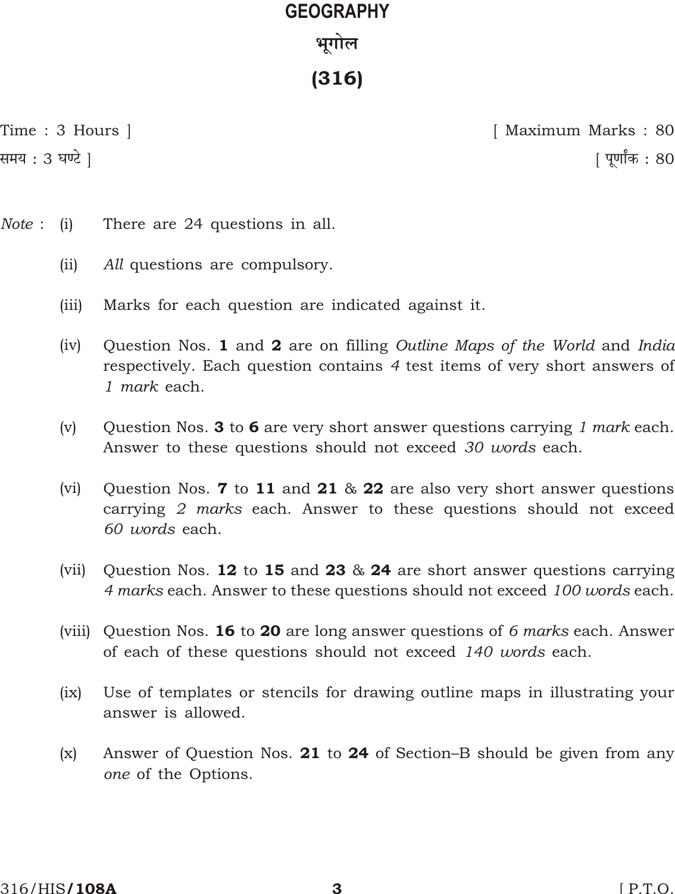# GEOGRAPHY

# भूगोल

# (316)

Time : 3 Hours ] [ Maximum Marks : 80

समय : 3 घण्टे ] [ पूर्णांक : 80

*Note* :

(i) There are 24 questions in all.

(ii) *All* questions are compulsory.

(iii) Marks for each question are indicated against it.

(iv) Question Nos. **1** and **2** are on filling *Outline Maps of the World* and *India* respectively. Each question contains *4* test items of very short answers of *1 mark* each.

(v) Question Nos. **3** to **6** are very short answer questions carrying *1 mark* each. Answer to these questions should not exceed *30 words* each.

(vi) Question Nos. **7** to **11** and **21** & **22** are also very short answer questions carrying *2 marks* each. Answer to these questions should not exceed *60 words* each.

(vii) Question Nos. **12** to **15** and **23** & **24** are short answer questions carrying *4 marks* each. Answer to these questions should not exceed *100 words* each.

(viii) Question Nos. **16** to **20** are long answer questions of *6 marks* each. Answer of each of these questions should not exceed *140 words* each.

(ix) Use of templates or stencils for drawing outline maps in illustrating your answer is allowed.

(x) Answer of Question Nos. **21** to **24** of Section–B should be given from any *one* of the Options.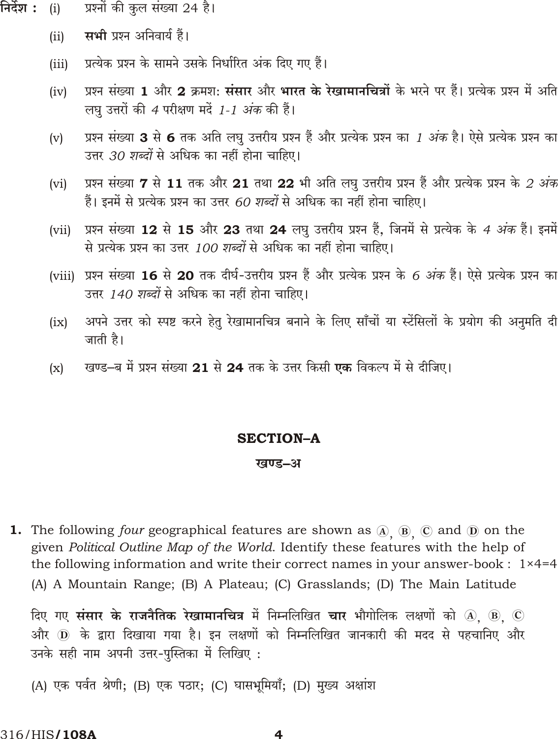**निर्देश :**

(i) प्रश्नों की कुल संख्या 24 है।

(ii) **सभी** प्रश्न अनिवार्य हैं।

(iii) प्रत्येक प्रश्न के सामने उसके निर्धारित अंक दिए गए हैं।

(iv) प्रश्न संख्या **1** और **2** क्रमशः **संसार** और **भारत के रेखामानचित्रों** के भरने पर हैं। प्रत्येक प्रश्न में अति लघु उत्तरों की *4* परीक्षण मदें *1-1 अंक* की हैं।

(v) प्रश्न संख्या **3** से **6** तक अति लघु उत्तरीय प्रश्न हैं और प्रत्येक प्रश्न का *1 अंक* है। ऐसे प्रत्येक प्रश्न का उत्तर *30 शब्दों* से अधिक का नहीं होना चाहिए।

(vi) प्रश्न संख्या **7** से **11** तक और **21** तथा **22** भी अति लघु उत्तरीय प्रश्न हैं और प्रत्येक प्रश्न के *2 अंक* हैं। इनमें से प्रत्येक प्रश्न का उत्तर *60 शब्दों* से अधिक का नहीं होना चाहिए।

(vii) प्रश्न संख्या **12** से **15** और **23** तथा **24** लघु उत्तरीय प्रश्न हैं, जिनमें से प्रत्येक के *4 अंक* हैं। इनमें से प्रत्येक प्रश्न का उत्तर *100 शब्दों* से अधिक का नहीं होना चाहिए।

(viii) प्रश्न संख्या **16** से **20** तक दीर्घ-उत्तरीय प्रश्न हैं और प्रत्येक प्रश्न के *6 अंक* हैं। ऐसे प्रत्येक प्रश्न का उत्तर *140 शब्दों* से अधिक का नहीं होना चाहिए।

(ix) अपने उत्तर को स्पष्ट करने हेतु रेखामानचित्र बनाने के लिए साँचों या स्टेंसिलों के प्रयोग की अनुमति दी जाती है।

(x) खण्ड–ब में प्रश्न संख्या **21** से **24** तक के उत्तर किसी **एक** विकल्प में से दीजिए।

## SECTION–A

## खण्ड–अ

**1.** The following *four* geographical features are shown as Ⓐ, Ⓑ, Ⓒ and Ⓓ on the given *Political Outline Map of the World*. Identify these features with the help of the following information and write their correct names in your answer-book : 1×4=4

(A) A Mountain Range; (B) A Plateau; (C) Grasslands; (D) The Main Latitude

दिए गए **संसार के राजनैतिक रेखामानचित्र** में निम्नलिखित **चार** भौगोलिक लक्षणों को Ⓐ, Ⓑ, Ⓒ और Ⓓ के द्वारा दिखाया गया है। इन लक्षणों को निम्नलिखित जानकारी की मदद से पहचानिए और उनके सही नाम अपनी उत्तर-पुस्तिका में लिखिए :

(A) एक पर्वत श्रेणी; (B) एक पठार; (C) घासभूमियाँ; (D) मुख्य अक्षांश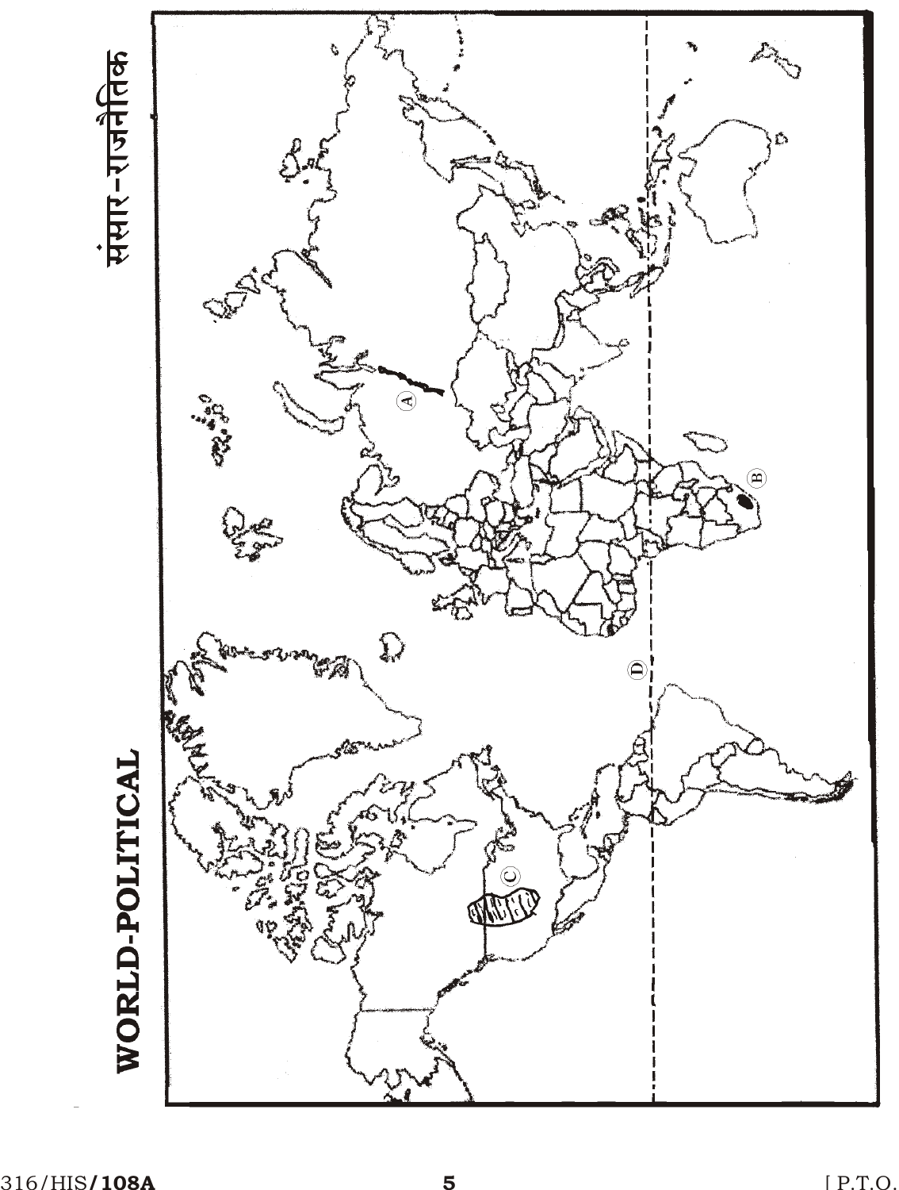# WORLD-POLITICAL

# संसार-राजनैतिक

A

B

C

D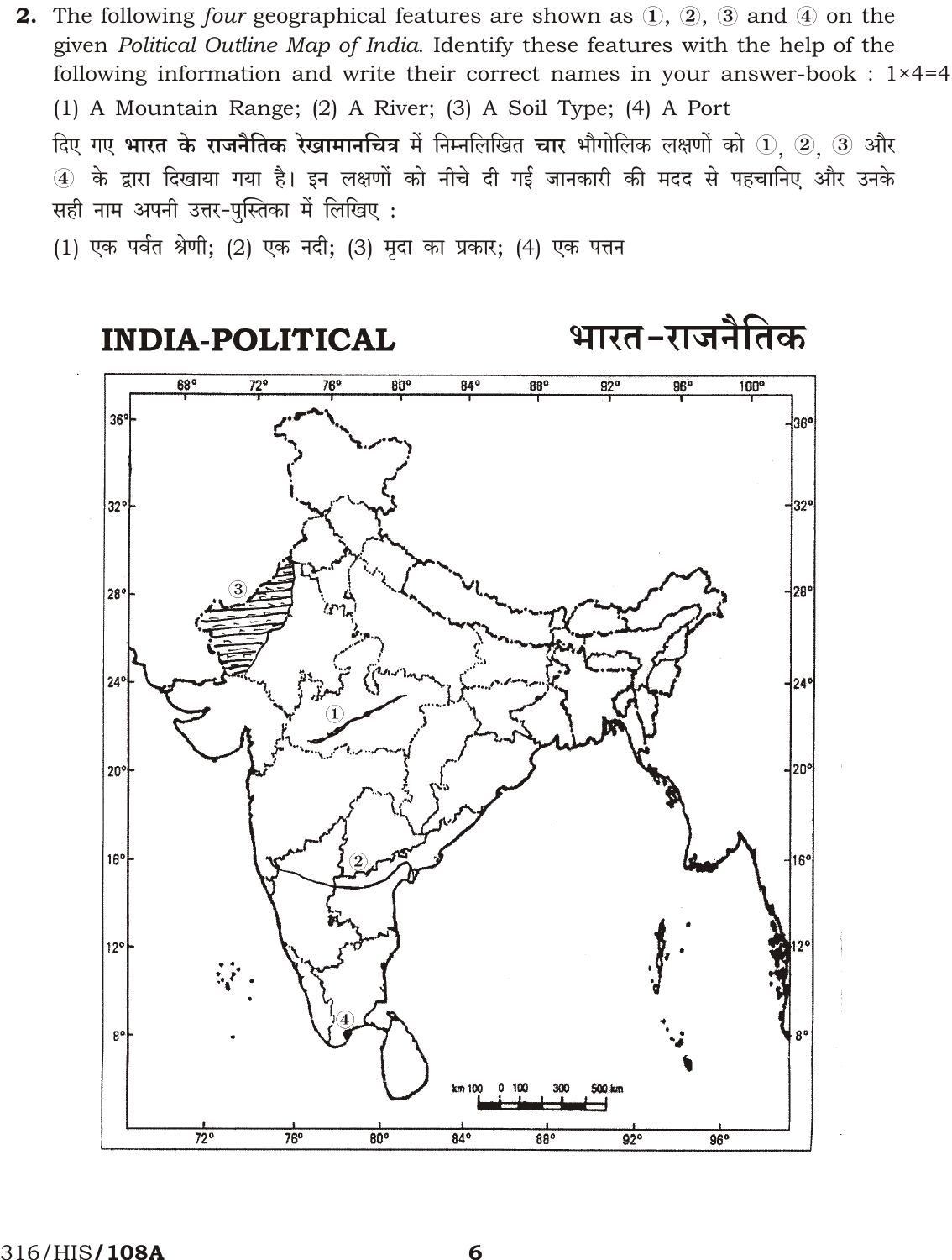**2.** The following *four* geographical features are shown as ①, ②, ③ and ④ on the given *Political Outline Map of India*. Identify these features with the help of the following information and write their correct names in your answer-book : 1×4=4

(1) A Mountain Range; (2) A River; (3) A Soil Type; (4) A Port

दिए गए **भारत के राजनैतिक रेखामानचित्र** में निम्नलिखित **चार** भौगोलिक लक्षणों को ①, ②, ③ और ④ के द्वारा दिखाया गया है। इन लक्षणों को नीचे दी गई जानकारी की मदद से पहचानिए और उनके सही नाम अपनी उत्तर-पुस्तिका में लिखिए :

(1) एक पर्वत श्रेणी; (2) एक नदी; (3) मृदा का प्रकार; (4) एक पत्तन

**INDIA-POLITICAL** **भारत-राजनैतिक**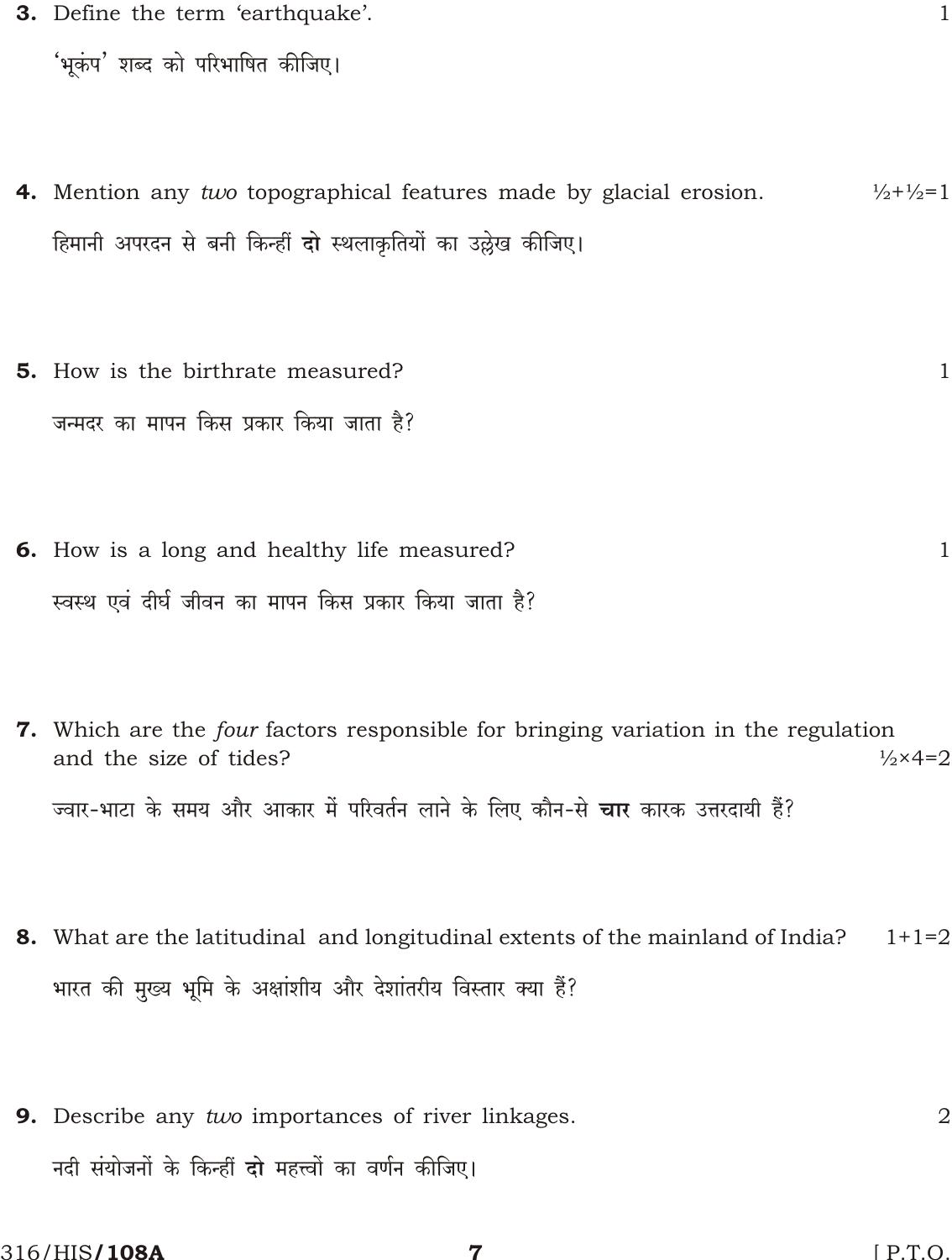**3.** Define the term 'earthquake'. 1

'भूकंप' शब्द को परिभाषित कीजिए।

**4.** Mention any *two* topographical features made by glacial erosion. ½+½=1

हिमानी अपरदन से बनी किन्हीं **दो** स्थलाकृतियों का उल्लेख कीजिए।

**5.** How is the birthrate measured? 1

जन्मदर का मापन किस प्रकार किया जाता है?

**6.** How is a long and healthy life measured? 1

स्वस्थ एवं दीर्घ जीवन का मापन किस प्रकार किया जाता है?

**7.** Which are the *four* factors responsible for bringing variation in the regulation and the size of tides? ½×4=2

ज्वार-भाटा के समय और आकार में परिवर्तन लाने के लिए कौन-से **चार** कारक उत्तरदायी हैं?

**8.** What are the latitudinal and longitudinal extents of the mainland of India? 1+1=2

भारत की मुख्य भूमि के अक्षांशीय और देशांतरीय विस्तार क्या हैं?

**9.** Describe any *two* importances of river linkages. 2

नदी संयोजनों के किन्हीं **दो** महत्त्वों का वर्णन कीजिए।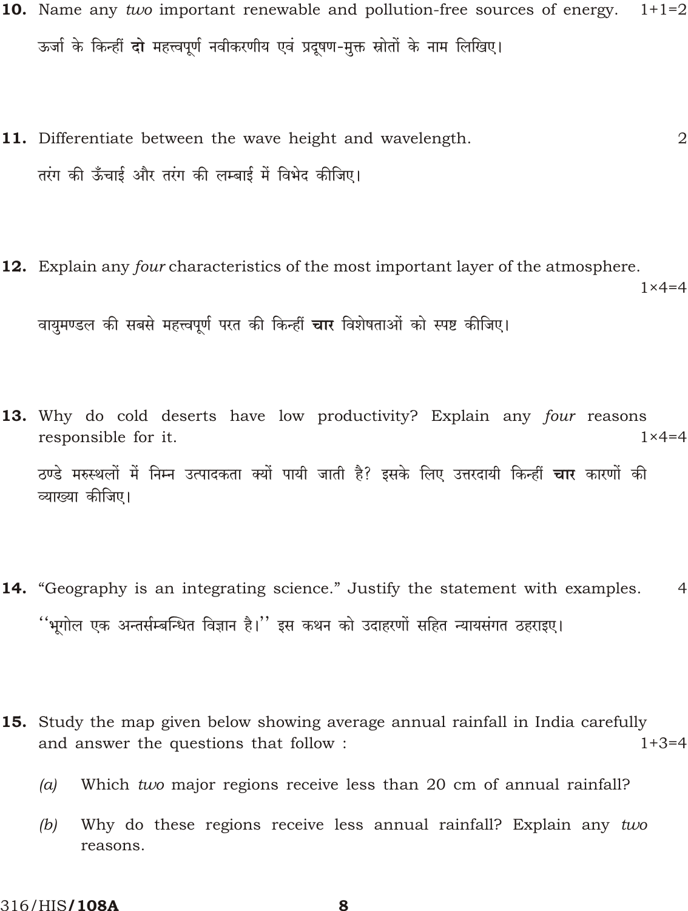**10.** Name any *two* important renewable and pollution-free sources of energy. 1+1=2

ऊर्जा के किन्हीं **दो** महत्त्वपूर्ण नवीकरणीय एवं प्रदूषण-मुक्त स्रोतों के नाम लिखिए।

**11.** Differentiate between the wave height and wavelength. 2

तरंग की ऊँचाई और तरंग की लम्बाई में विभेद कीजिए।

**12.** Explain any *four* characteristics of the most important layer of the atmosphere. 1×4=4

वायुमण्डल की सबसे महत्त्वपूर्ण परत की किन्हीं **चार** विशेषताओं को स्पष्ट कीजिए।

**13.** Why do cold deserts have low productivity? Explain any *four* reasons responsible for it. 1×4=4

ठण्डे मरुस्थलों में निम्न उत्पादकता क्यों पायी जाती है? इसके लिए उत्तरदायी किन्हीं **चार** कारणों की व्याख्या कीजिए।

**14.** "Geography is an integrating science." Justify the statement with examples. 4

''भूगोल एक अन्तर्सम्बन्धित विज्ञान है।'' इस कथन को उदाहरणों सहित न्यायसंगत ठहराइए।

**15.** Study the map given below showing average annual rainfall in India carefully and answer the questions that follow : 1+3=4

*(a)* Which *two* major regions receive less than 20 cm of annual rainfall?

*(b)* Why do these regions receive less annual rainfall? Explain any *two* reasons.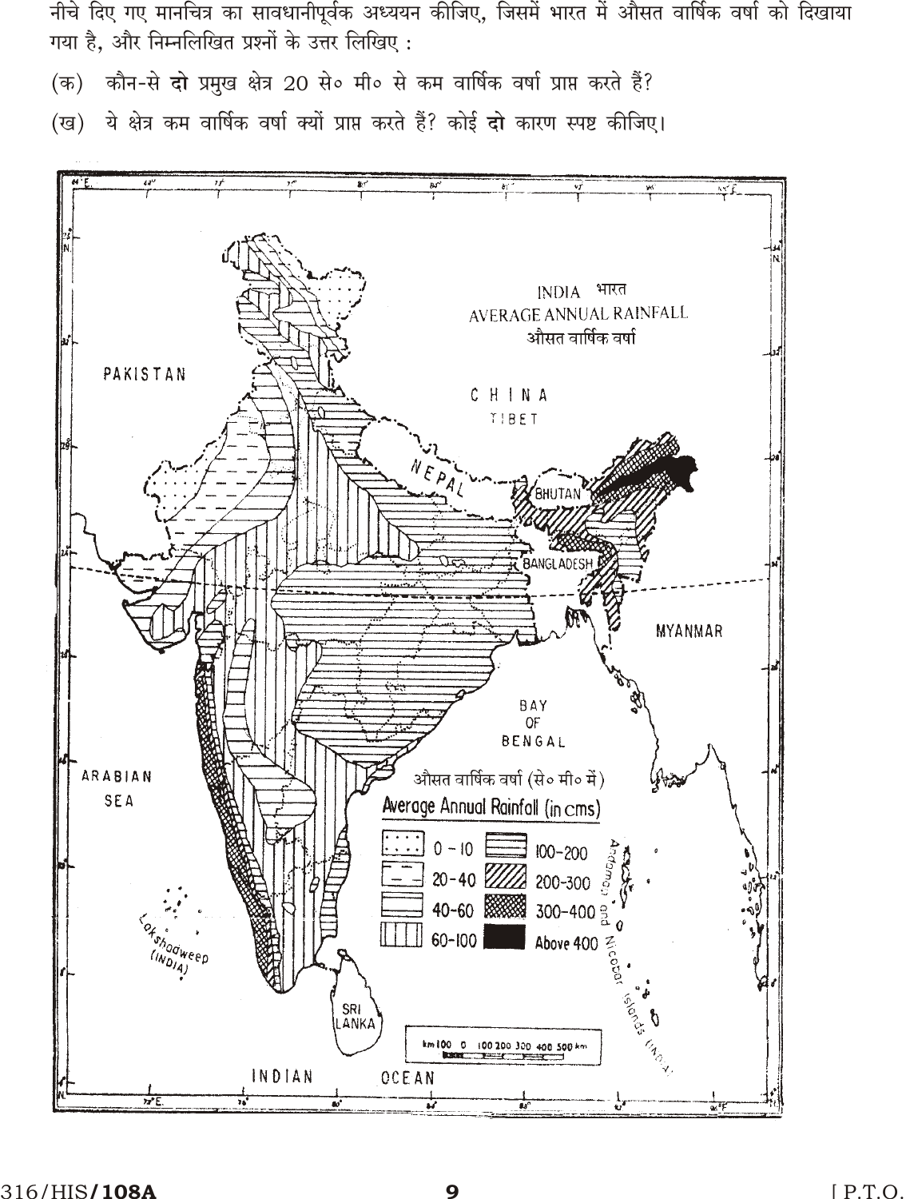नीचे दिए गए मानचित्र का सावधानीपूर्वक अध्ययन कीजिए, जिसमें भारत में औसत वार्षिक वर्षा को दिखाया गया है, और निम्नलिखित प्रश्नों के उत्तर लिखिए :

(क) कौन-से **दो** प्रमुख क्षेत्र 20 से० मी० से कम वार्षिक वर्षा प्राप्त करते हैं?

(ख) ये क्षेत्र कम वार्षिक वर्षा क्यों प्राप्त करते हैं? कोई **दो** कारण स्पष्ट कीजिए।

INDIA भारत

AVERAGE ANNUAL RAINFALL

औसत वार्षिक वर्षा

औसत वार्षिक वर्षा (से० मी० में)

Average Annual Rainfall (in cms)

| | |
|---|---|
| 0 – 10 | 100–200 |
| 20 – 40 | 200–300 |
| 40 – 60 | 300–400 |
| 60–100 | Above 400 |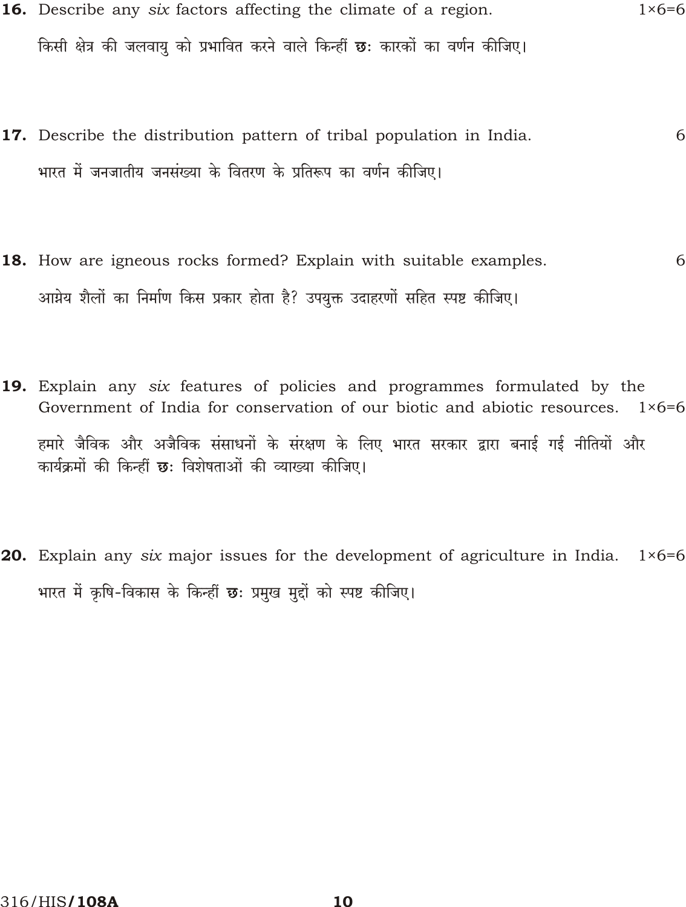**16.** Describe any *six* factors affecting the climate of a region. 1×6=6

किसी क्षेत्र की जलवायु को प्रभावित करने वाले किन्हीं **छः** कारकों का वर्णन कीजिए।

**17.** Describe the distribution pattern of tribal population in India. 6

भारत में जनजातीय जनसंख्या के वितरण के प्रतिरूप का वर्णन कीजिए।

**18.** How are igneous rocks formed? Explain with suitable examples. 6

आग्नेय शैलों का निर्माण किस प्रकार होता है? उपयुक्त उदाहरणों सहित स्पष्ट कीजिए।

**19.** Explain any *six* features of policies and programmes formulated by the Government of India for conservation of our biotic and abiotic resources. 1×6=6

हमारे जैविक और अजैविक संसाधनों के संरक्षण के लिए भारत सरकार द्वारा बनाई गई नीतियों और कार्यक्रमों की किन्हीं **छः** विशेषताओं की व्याख्या कीजिए।

**20.** Explain any *six* major issues for the development of agriculture in India. 1×6=6

भारत में कृषि-विकास के किन्हीं **छः** प्रमुख मुद्दों को स्पष्ट कीजिए।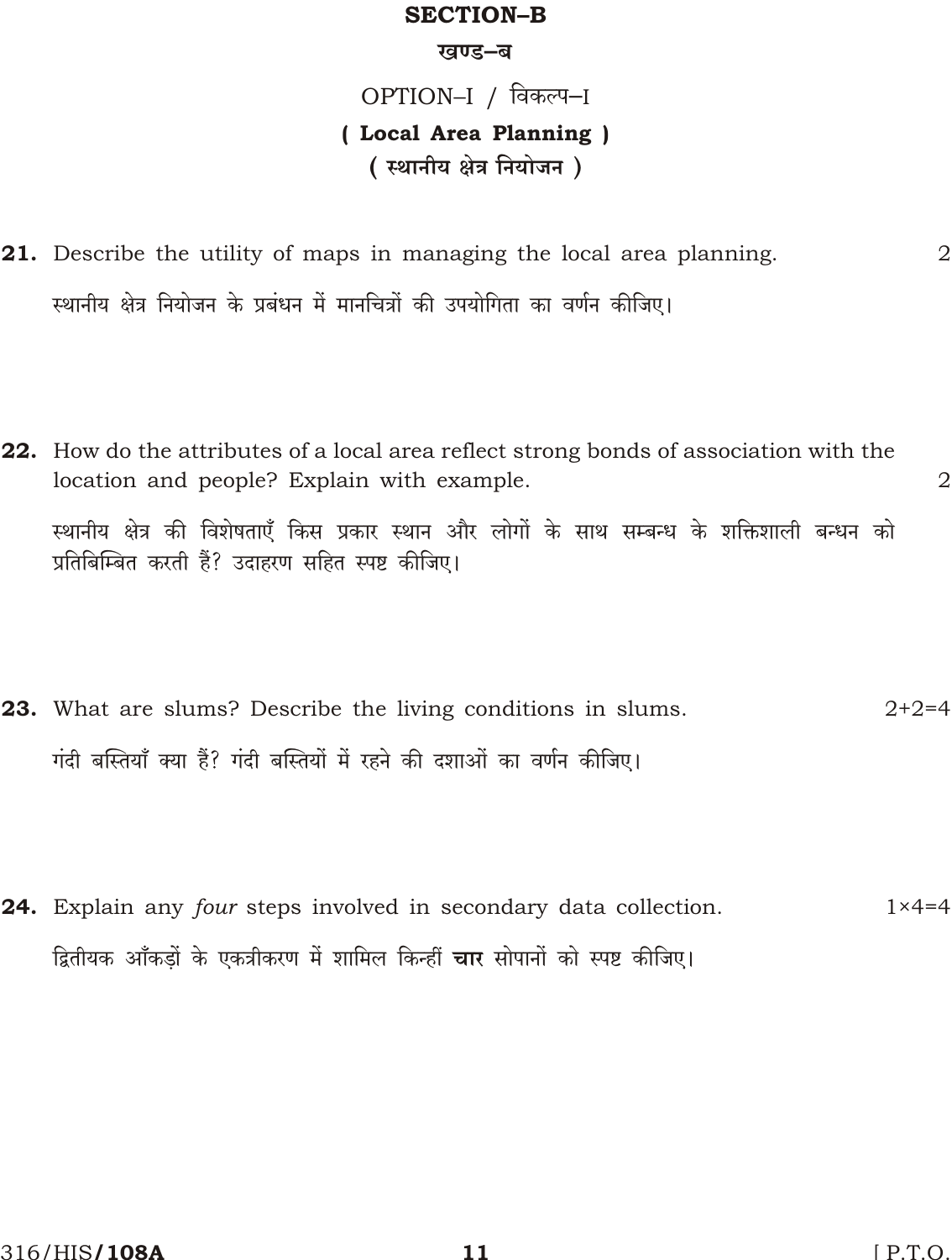## SECTION–B

## खण्ड–ब

### OPTION–I / विकल्प–I

### ( Local Area Planning )

### ( स्थानीय क्षेत्र नियोजन )

**21.** Describe the utility of maps in managing the local area planning. 2

स्थानीय क्षेत्र नियोजन के प्रबंधन में मानचित्रों की उपयोगिता का वर्णन कीजिए।

**22.** How do the attributes of a local area reflect strong bonds of association with the location and people? Explain with example. 2

स्थानीय क्षेत्र की विशेषताएँ किस प्रकार स्थान और लोगों के साथ सम्बन्ध के शक्तिशाली बन्धन को प्रतिबिम्बित करती हैं? उदाहरण सहित स्पष्ट कीजिए।

**23.** What are slums? Describe the living conditions in slums. 2+2=4

गंदी बस्तियाँ क्या हैं? गंदी बस्तियों में रहने की दशाओं का वर्णन कीजिए।

**24.** Explain any *four* steps involved in secondary data collection. 1×4=4

द्वितीयक आँकड़ों के एकत्रीकरण में शामिल किन्हीं **चार** सोपानों को स्पष्ट कीजिए।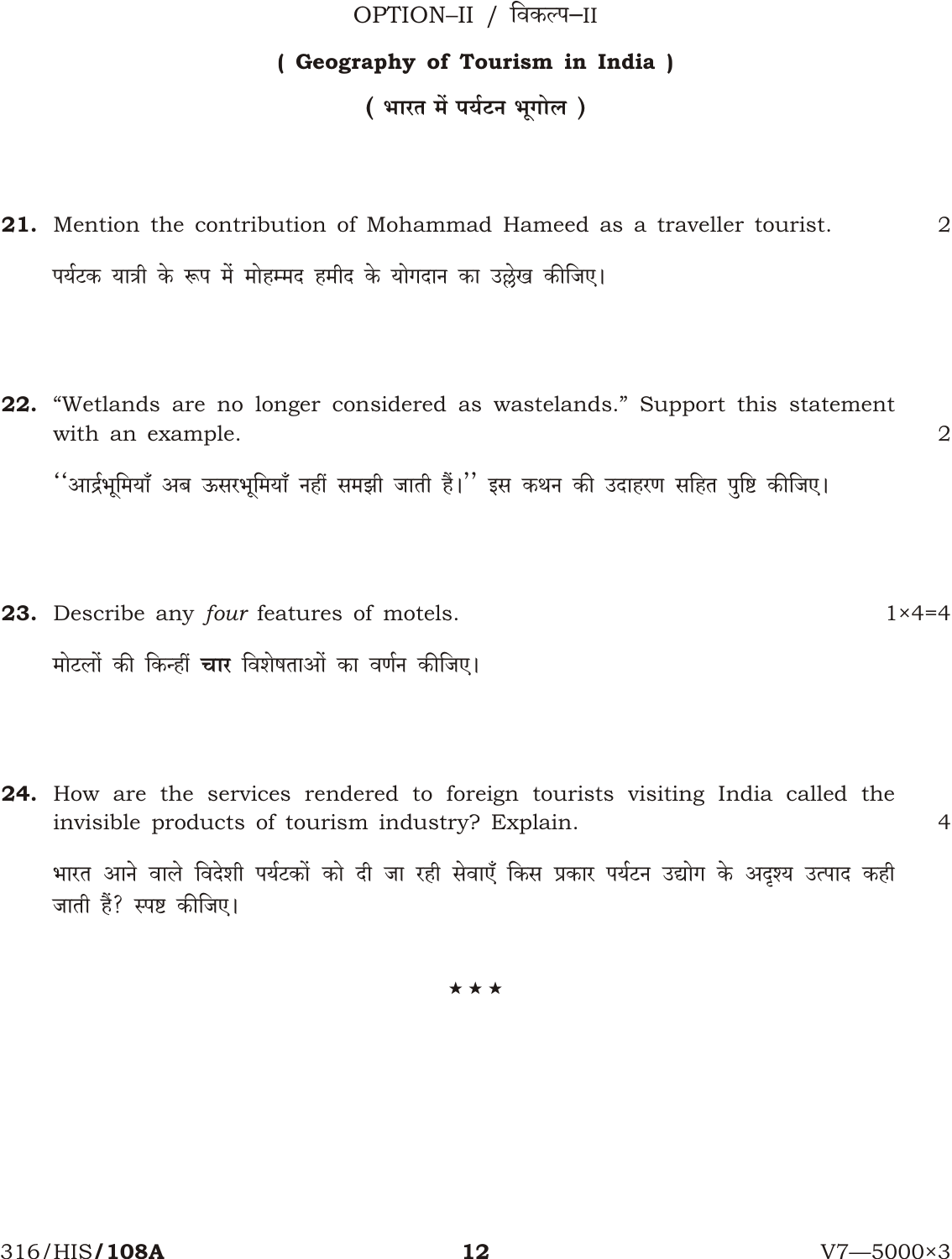OPTION–II / विकल्प–II

## ( Geography of Tourism in India )

## ( भारत में पर्यटन भूगोल )

**21.** Mention the contribution of Mohammad Hameed as a traveller tourist. 2

पर्यटक यात्री के रूप में मोहम्मद हमीद के योगदान का उल्लेख कीजिए।

**22.** "Wetlands are no longer considered as wastelands." Support this statement with an example. 2

''आर्द्रभूमियाँ अब ऊसरभूमियाँ नहीं समझी जाती हैं।'' इस कथन की उदाहरण सहित पुष्टि कीजिए।

**23.** Describe any *four* features of motels. 1×4=4

मोटलों की किन्हीं **चार** विशेषताओं का वर्णन कीजिए।

**24.** How are the services rendered to foreign tourists visiting India called the invisible products of tourism industry? Explain. 4

भारत आने वाले विदेशी पर्यटकों को दी जा रही सेवाएँ किस प्रकार पर्यटन उद्योग के अदृश्य उत्पाद कही जाती हैं? स्पष्ट कीजिए।

★ ★ ★

316/HIS/**108A** V7—5000×3